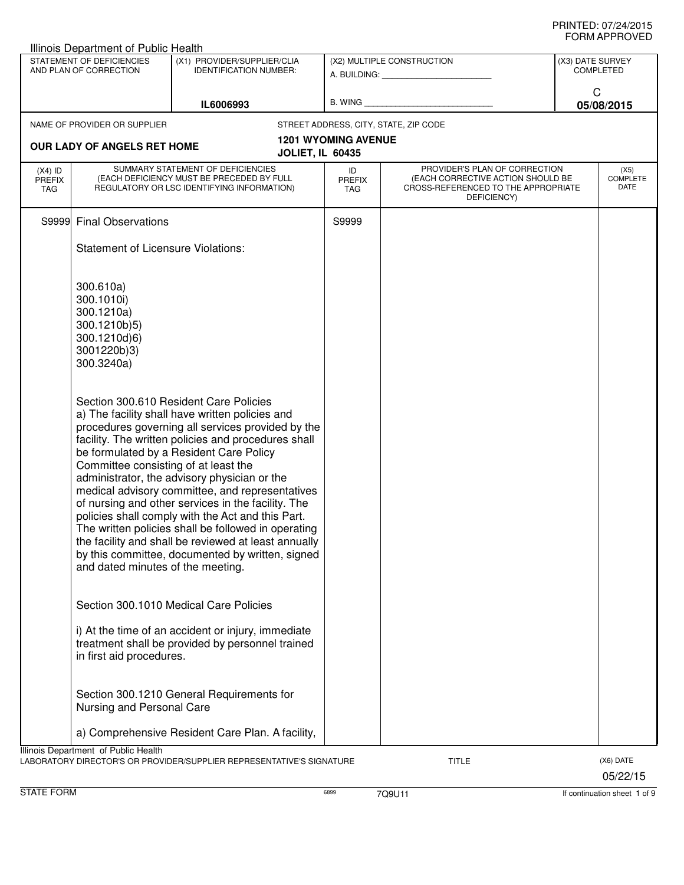PRINTED: 07/24/2015
FORM APPROVED

Illinois Department of Public Health

| STATEMENT OF DEFICIENCIES AND PLAN OF CORRECTION | (X1) PROVIDER/SUPPLIER/CLIA IDENTIFICATION NUMBER: | (X2) MULTIPLE CONSTRUCTION | (X3) DATE SURVEY COMPLETED |
|---|---|---|---|
| | IL6006993 | A. BUILDING: ______ B. WING ______ | C 05/08/2015 |

NAME OF PROVIDER OR SUPPLIER: **OUR LADY OF ANGELS RET HOME**

STREET ADDRESS, CITY, STATE, ZIP CODE: **1201 WYOMING AVENUE JOLIET, IL 60435**

| (X4) ID PREFIX TAG | SUMMARY STATEMENT OF DEFICIENCIES (EACH DEFICIENCY MUST BE PRECEDED BY FULL REGULATORY OR LSC IDENTIFYING INFORMATION) | ID PREFIX TAG | PROVIDER'S PLAN OF CORRECTION (EACH CORRECTIVE ACTION SHOULD BE CROSS-REFERENCED TO THE APPROPRIATE DEFICIENCY) | (X5) COMPLETE DATE |
|---|---|---|---|---|
| S9999 | Final Observations | S9999 | | |

Statement of Licensure Violations:

300.610a)
300.1010i)
300.1210a)
300.1210b)5)
300.1210d)6)
3001220b)3)
300.3240a)

Section 300.610 Resident Care Policies
a) The facility shall have written policies and procedures governing all services provided by the facility. The written policies and procedures shall be formulated by a Resident Care Policy Committee consisting of at least the administrator, the advisory physician or the medical advisory committee, and representatives of nursing and other services in the facility. The policies shall comply with the Act and this Part. The written policies shall be followed in operating the facility and shall be reviewed at least annually by this committee, documented by written, signed and dated minutes of the meeting.

Section 300.1010 Medical Care Policies

i) At the time of an accident or injury, immediate treatment shall be provided by personnel trained in first aid procedures.

Section 300.1210 General Requirements for Nursing and Personal Care

a) Comprehensive Resident Care Plan. A facility,

Illinois Department of Public Health
LABORATORY DIRECTOR'S OR PROVIDER/SUPPLIER REPRESENTATIVE'S SIGNATURE | TITLE | (X6) DATE 05/22/15

STATE FORM 6899 7Q9U11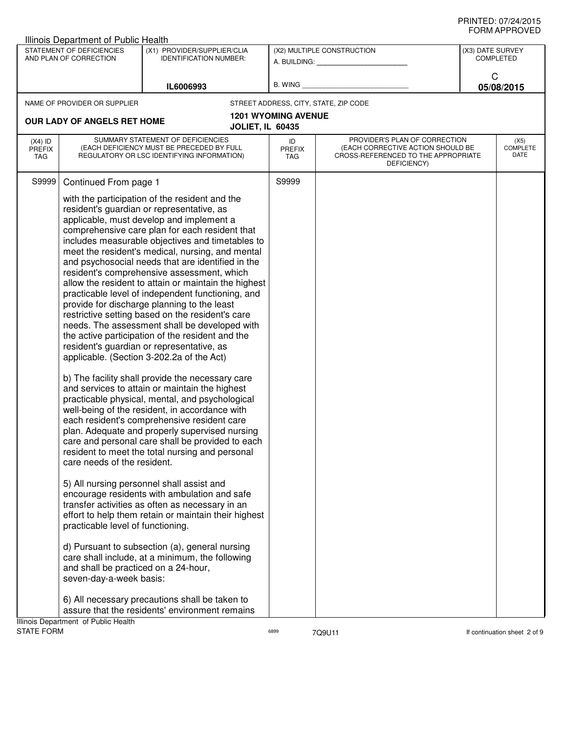Illinois Department of Public Health

| STATEMENT OF DEFICIENCIES AND PLAN OF CORRECTION | (X1) PROVIDER/SUPPLIER/CLIA IDENTIFICATION NUMBER: | (X2) MULTIPLE CONSTRUCTION | (X3) DATE SURVEY COMPLETED |
|---|---|---|---|
| | IL6006993 | A. BUILDING: ______ B. WING ______ | C 05/08/2015 |

NAME OF PROVIDER OR SUPPLIER: **OUR LADY OF ANGELS RET HOME**

STREET ADDRESS, CITY, STATE, ZIP CODE: **1201 WYOMING AVENUE JOLIET, IL 60435**

| (X4) ID PREFIX TAG | SUMMARY STATEMENT OF DEFICIENCIES (EACH DEFICIENCY MUST BE PRECEDED BY FULL REGULATORY OR LSC IDENTIFYING INFORMATION) | ID PREFIX TAG | PROVIDER'S PLAN OF CORRECTION (EACH CORRECTIVE ACTION SHOULD BE CROSS-REFERENCED TO THE APPROPRIATE DEFICIENCY) | (X5) COMPLETE DATE |
|---|---|---|---|---|
| S9999 | Continued From page 1 | S9999 | | |

with the participation of the resident and the resident's guardian or representative, as applicable, must develop and implement a comprehensive care plan for each resident that includes measurable objectives and timetables to meet the resident's medical, nursing, and mental and psychosocial needs that are identified in the resident's comprehensive assessment, which allow the resident to attain or maintain the highest practicable level of independent functioning, and provide for discharge planning to the least restrictive setting based on the resident's care needs. The assessment shall be developed with the active participation of the resident and the resident's guardian or representative, as applicable. (Section 3-202.2a of the Act)

b) The facility shall provide the necessary care and services to attain or maintain the highest practicable physical, mental, and psychological well-being of the resident, in accordance with each resident's comprehensive resident care plan. Adequate and properly supervised nursing care and personal care shall be provided to each resident to meet the total nursing and personal care needs of the resident.

5) All nursing personnel shall assist and encourage residents with ambulation and safe transfer activities as often as necessary in an effort to help them retain or maintain their highest practicable level of functioning.

d) Pursuant to subsection (a), general nursing care shall include, at a minimum, the following and shall be practiced on a 24-hour, seven-day-a-week basis:

6) All necessary precautions shall be taken to assure that the residents' environment remains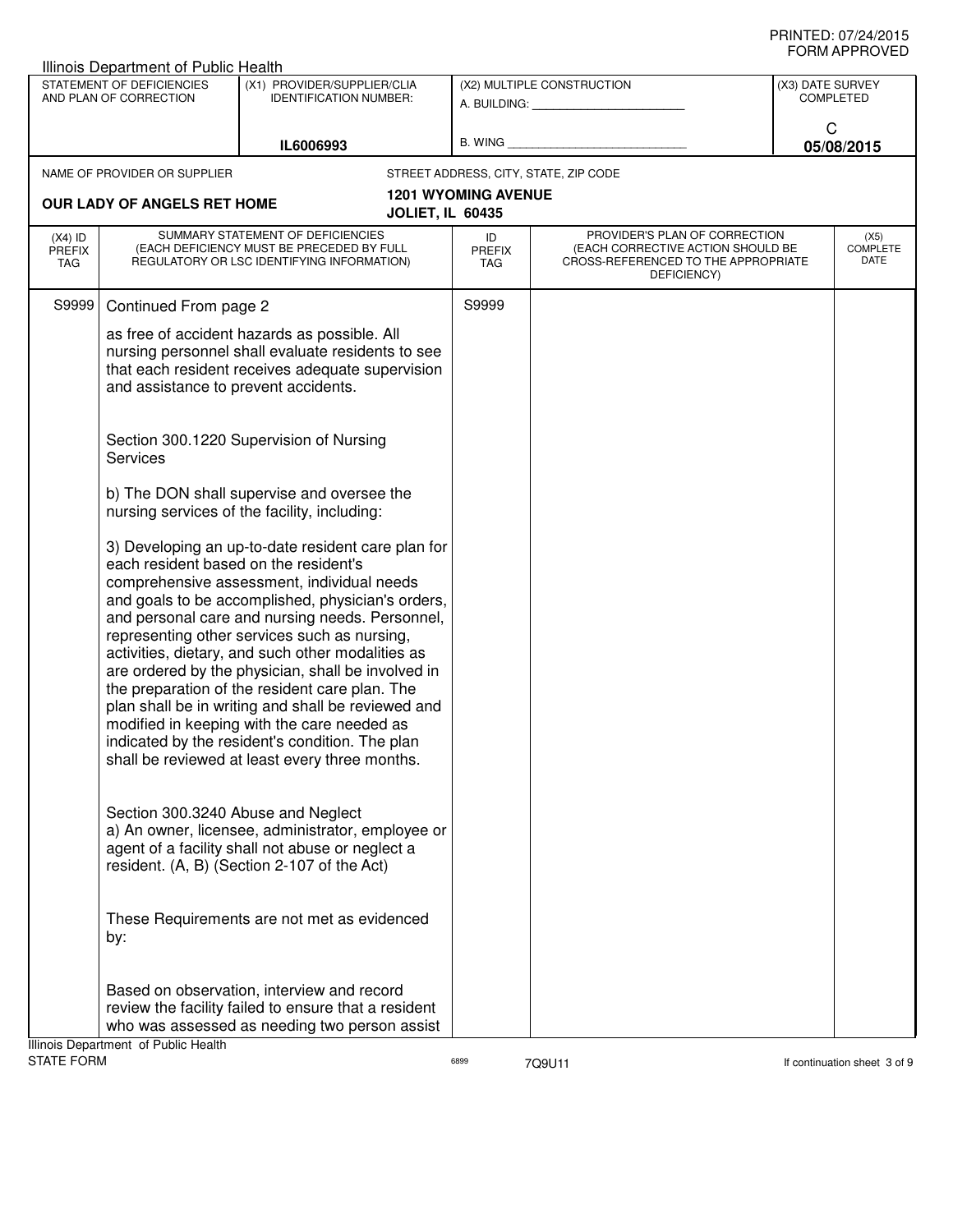Illinois Department of Public Health

| STATEMENT OF DEFICIENCIES AND PLAN OF CORRECTION | (X1) PROVIDER/SUPPLIER/CLIA IDENTIFICATION NUMBER: | (X2) MULTIPLE CONSTRUCTION | (X3) DATE SURVEY COMPLETED |
|---|---|---|---|
| | IL6006993 | A. BUILDING: ______ B. WING ______ | C 05/08/2015 |

NAME OF PROVIDER OR SUPPLIER: **OUR LADY OF ANGELS RET HOME**

STREET ADDRESS, CITY, STATE, ZIP CODE: **1201 WYOMING AVENUE JOLIET, IL 60435**

| (X4) ID PREFIX TAG | SUMMARY STATEMENT OF DEFICIENCIES (EACH DEFICIENCY MUST BE PRECEDED BY FULL REGULATORY OR LSC IDENTIFYING INFORMATION) | ID PREFIX TAG | PROVIDER'S PLAN OF CORRECTION (EACH CORRECTIVE ACTION SHOULD BE CROSS-REFERENCED TO THE APPROPRIATE DEFICIENCY) | (X5) COMPLETE DATE |
|---|---|---|---|---|
| S9999 | Continued From page 2 | S9999 | | |

as free of accident hazards as possible. All nursing personnel shall evaluate residents to see that each resident receives adequate supervision and assistance to prevent accidents.

Section 300.1220 Supervision of Nursing Services

b) The DON shall supervise and oversee the nursing services of the facility, including:

3) Developing an up-to-date resident care plan for each resident based on the resident's comprehensive assessment, individual needs and goals to be accomplished, physician's orders, and personal care and nursing needs. Personnel, representing other services such as nursing, activities, dietary, and such other modalities as are ordered by the physician, shall be involved in the preparation of the resident care plan. The plan shall be in writing and shall be reviewed and modified in keeping with the care needed as indicated by the resident's condition. The plan shall be reviewed at least every three months.

Section 300.3240 Abuse and Neglect
a) An owner, licensee, administrator, employee or agent of a facility shall not abuse or neglect a resident. (A, B) (Section 2-107 of the Act)

These Requirements are not met as evidenced by:

Based on observation, interview and record review the facility failed to ensure that a resident who was assessed as needing two person assist

Illinois Department of Public Health
STATE FORM 6899 7Q9U11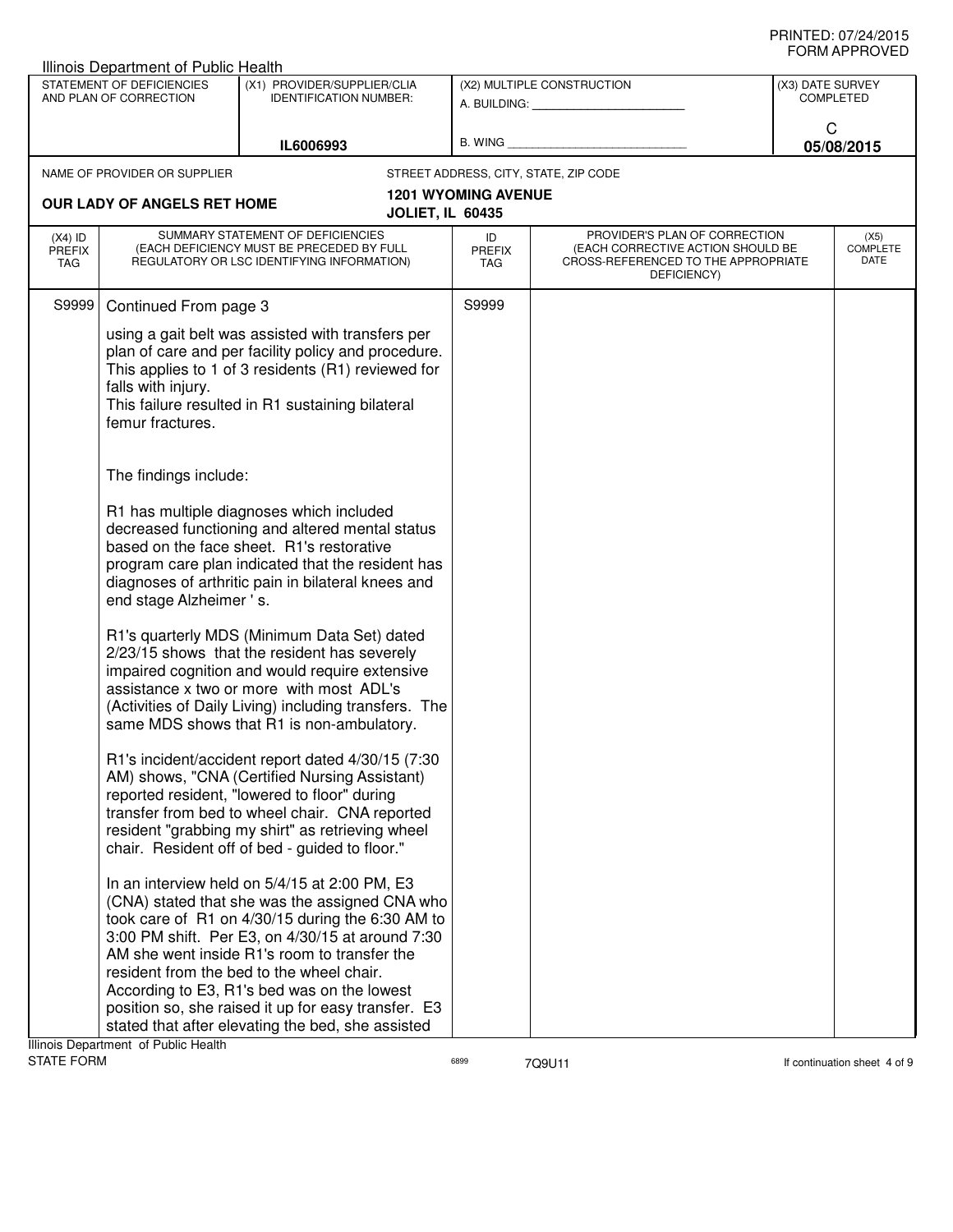PRINTED: 07/24/2015
FORM APPROVED

Illinois Department of Public Health

| STATEMENT OF DEFICIENCIES AND PLAN OF CORRECTION | (X1) PROVIDER/SUPPLIER/CLIA IDENTIFICATION NUMBER: | (X2) MULTIPLE CONSTRUCTION | (X3) DATE SURVEY COMPLETED |
|---|---|---|---|
| | IL6006993 | A. BUILDING: _______ B. WING _______ | C 05/08/2015 |

NAME OF PROVIDER OR SUPPLIER: **OUR LADY OF ANGELS RET HOME**

STREET ADDRESS, CITY, STATE, ZIP CODE: **1201 WYOMING AVENUE, JOLIET, IL 60435**

| (X4) ID PREFIX TAG | SUMMARY STATEMENT OF DEFICIENCIES (EACH DEFICIENCY MUST BE PRECEDED BY FULL REGULATORY OR LSC IDENTIFYING INFORMATION) | ID PREFIX TAG | PROVIDER'S PLAN OF CORRECTION (EACH CORRECTIVE ACTION SHOULD BE CROSS-REFERENCED TO THE APPROPRIATE DEFICIENCY) | (X5) COMPLETE DATE |
|---|---|---|---|---|
| S9999 | Continued From page 3 | S9999 | | |

using a gait belt was assisted with transfers per plan of care and per facility policy and procedure. This applies to 1 of 3 residents (R1) reviewed for falls with injury.
This failure resulted in R1 sustaining bilateral femur fractures.

The findings include:

R1 has multiple diagnoses which included decreased functioning and altered mental status based on the face sheet. R1's restorative program care plan indicated that the resident has diagnoses of arthritic pain in bilateral knees and end stage Alzheimer ' s.

R1's quarterly MDS (Minimum Data Set) dated 2/23/15 shows that the resident has severely impaired cognition and would require extensive assistance x two or more with most ADL's (Activities of Daily Living) including transfers. The same MDS shows that R1 is non-ambulatory.

R1's incident/accident report dated 4/30/15 (7:30 AM) shows, "CNA (Certified Nursing Assistant) reported resident, "lowered to floor" during transfer from bed to wheel chair. CNA reported resident "grabbing my shirt" as retrieving wheel chair. Resident off of bed - guided to floor."

In an interview held on 5/4/15 at 2:00 PM, E3 (CNA) stated that she was the assigned CNA who took care of R1 on 4/30/15 during the 6:30 AM to 3:00 PM shift. Per E3, on 4/30/15 at around 7:30 AM she went inside R1's room to transfer the resident from the bed to the wheel chair. According to E3, R1's bed was on the lowest position so, she raised it up for easy transfer. E3 stated that after elevating the bed, she assisted

Illinois Department of Public Health
STATE FORM 6899 7Q9U11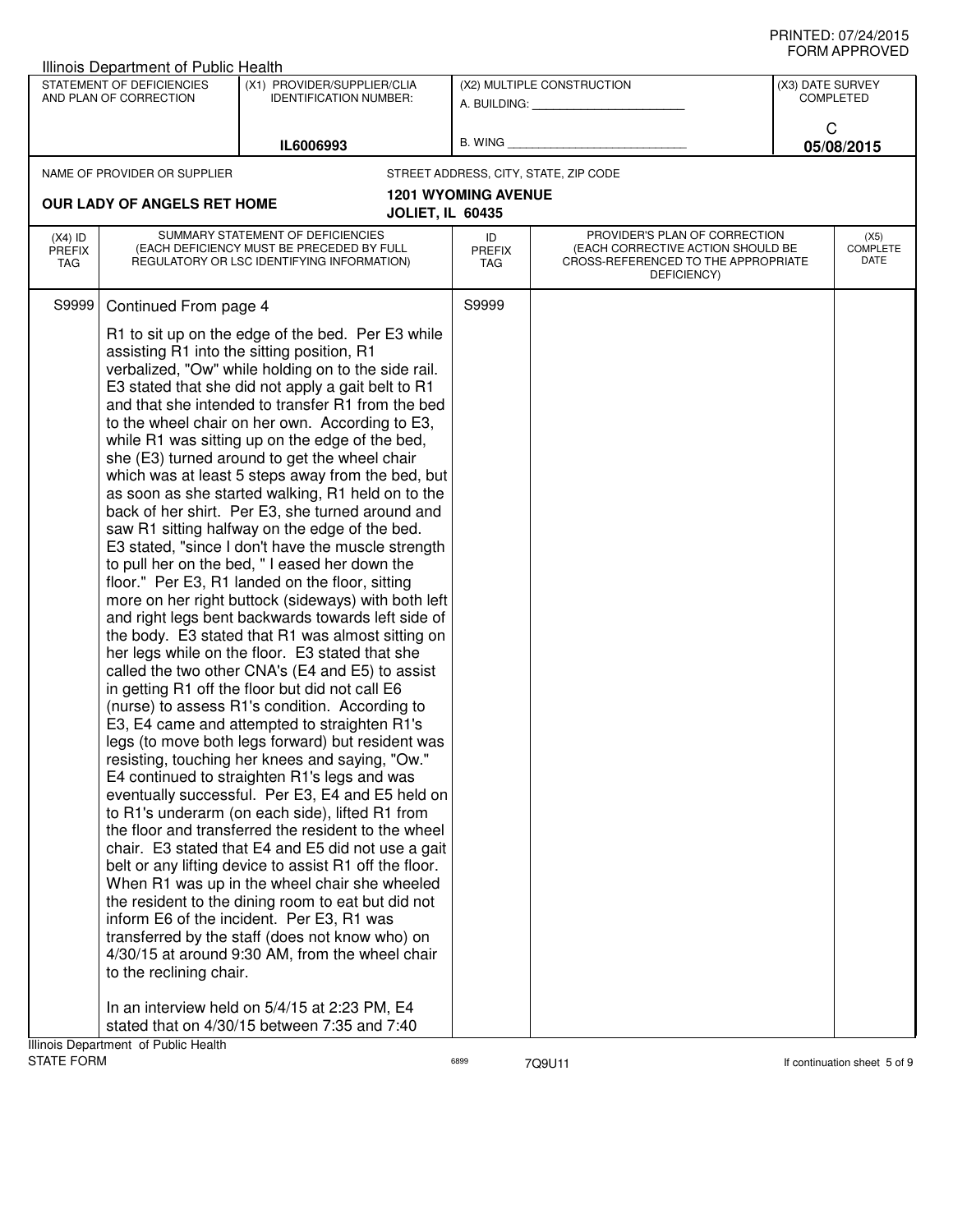Illinois Department of Public Health

| STATEMENT OF DEFICIENCIES AND PLAN OF CORRECTION | (X1) PROVIDER/SUPPLIER/CLIA IDENTIFICATION NUMBER: | (X2) MULTIPLE CONSTRUCTION | (X3) DATE SURVEY COMPLETED |
|---|---|---|---|
| | IL6006993 | A. BUILDING: ______ B. WING ______ | C 05/08/2015 |

NAME OF PROVIDER OR SUPPLIER: **OUR LADY OF ANGELS RET HOME**

STREET ADDRESS, CITY, STATE, ZIP CODE: **1201 WYOMING AVENUE JOLIET, IL 60435**

| (X4) ID PREFIX TAG | SUMMARY STATEMENT OF DEFICIENCIES (EACH DEFICIENCY MUST BE PRECEDED BY FULL REGULATORY OR LSC IDENTIFYING INFORMATION) | ID PREFIX TAG | PROVIDER'S PLAN OF CORRECTION (EACH CORRECTIVE ACTION SHOULD BE CROSS-REFERENCED TO THE APPROPRIATE DEFICIENCY) | (X5) COMPLETE DATE |
|---|---|---|---|---|
| S9999 | Continued From page 4 | S9999 | | |

R1 to sit up on the edge of the bed. Per E3 while assisting R1 into the sitting position, R1 verbalized, "Ow" while holding on to the side rail. E3 stated that she did not apply a gait belt to R1 and that she intended to transfer R1 from the bed to the wheel chair on her own. According to E3, while R1 was sitting up on the edge of the bed, she (E3) turned around to get the wheel chair which was at least 5 steps away from the bed, but as soon as she started walking, R1 held on to the back of her shirt. Per E3, she turned around and saw R1 sitting halfway on the edge of the bed. E3 stated, "since I don't have the muscle strength to pull her on the bed, " I eased her down the floor." Per E3, R1 landed on the floor, sitting more on her right buttock (sideways) with both left and right legs bent backwards towards left side of the body. E3 stated that R1 was almost sitting on her legs while on the floor. E3 stated that she called the two other CNA's (E4 and E5) to assist in getting R1 off the floor but did not call E6 (nurse) to assess R1's condition. According to E3, E4 came and attempted to straighten R1's legs (to move both legs forward) but resident was resisting, touching her knees and saying, "Ow." E4 continued to straighten R1's legs and was eventually successful. Per E3, E4 and E5 held on to R1's underarm (on each side), lifted R1 from the floor and transferred the resident to the wheel chair. E3 stated that E4 and E5 did not use a gait belt or any lifting device to assist R1 off the floor. When R1 was up in the wheel chair she wheeled the resident to the dining room to eat but did not inform E6 of the incident. Per E3, R1 was transferred by the staff (does not know who) on 4/30/15 at around 9:30 AM, from the wheel chair to the reclining chair.

In an interview held on 5/4/15 at 2:23 PM, E4 stated that on 4/30/15 between 7:35 and 7:40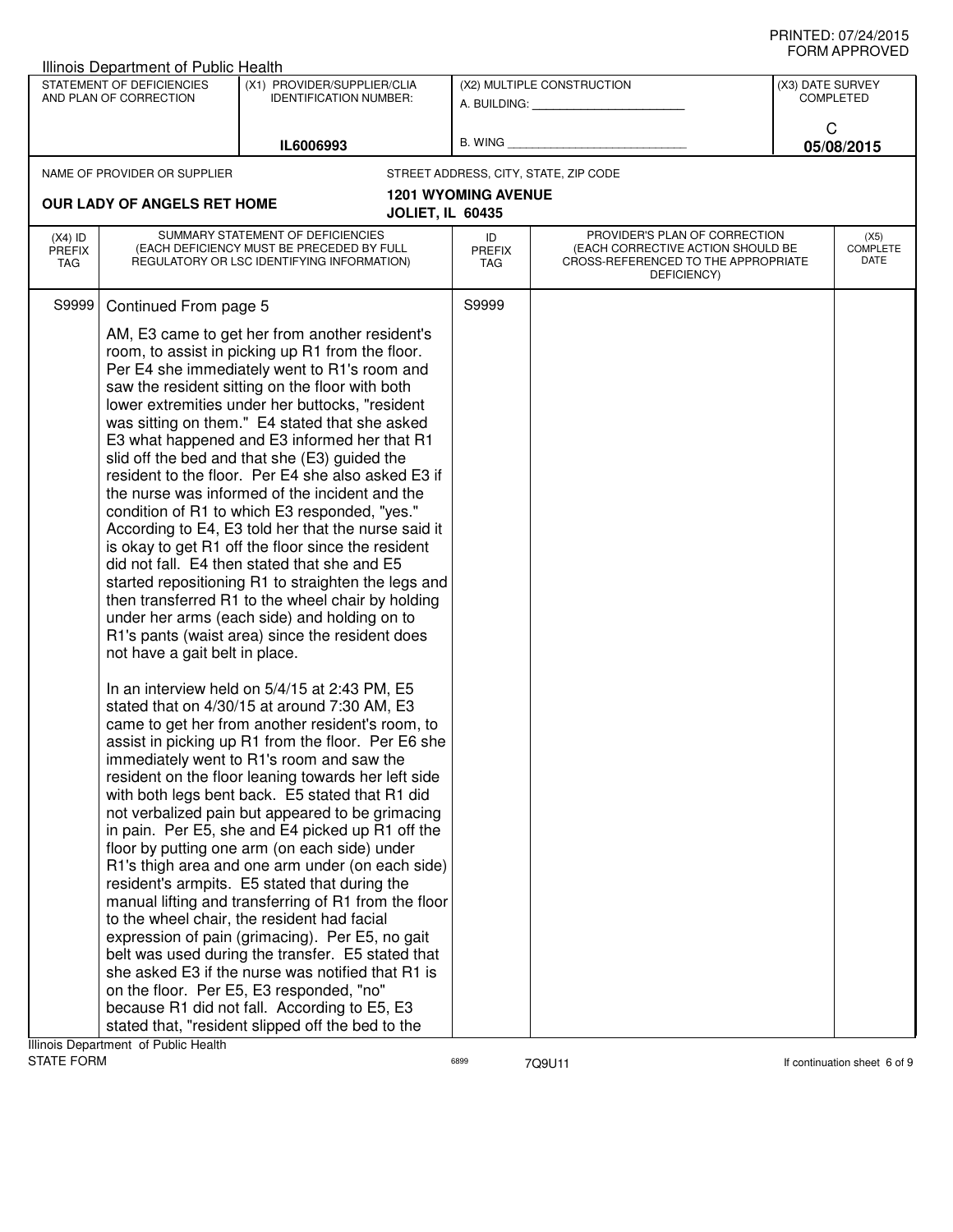Illinois Department of Public Health

| STATEMENT OF DEFICIENCIES AND PLAN OF CORRECTION | (X1) PROVIDER/SUPPLIER/CLIA IDENTIFICATION NUMBER: | (X2) MULTIPLE CONSTRUCTION | (X3) DATE SURVEY COMPLETED |
|---|---|---|---|
| | IL6006993 | A. BUILDING: ___ B. WING ___ | C 05/08/2015 |

| NAME OF PROVIDER OR SUPPLIER | STREET ADDRESS, CITY, STATE, ZIP CODE |
|---|---|
| OUR LADY OF ANGELS RET HOME | 1201 WYOMING AVENUE JOLIET, IL 60435 |

| (X4) ID PREFIX TAG | SUMMARY STATEMENT OF DEFICIENCIES (EACH DEFICIENCY MUST BE PRECEDED BY FULL REGULATORY OR LSC IDENTIFYING INFORMATION) | ID PREFIX TAG | PROVIDER'S PLAN OF CORRECTION (EACH CORRECTIVE ACTION SHOULD BE CROSS-REFERENCED TO THE APPROPRIATE DEFICIENCY) | (X5) COMPLETE DATE |
|---|---|---|---|---|
| S9999 | Continued From page 5 | S9999 | | |

AM, E3 came to get her from another resident's room, to assist in picking up R1 from the floor. Per E4 she immediately went to R1's room and saw the resident sitting on the floor with both lower extremities under her buttocks, "resident was sitting on them." E4 stated that she asked E3 what happened and E3 informed her that R1 slid off the bed and that she (E3) guided the resident to the floor. Per E4 she also asked E3 if the nurse was informed of the incident and the condition of R1 to which E3 responded, "yes." According to E4, E3 told her that the nurse said it is okay to get R1 off the floor since the resident did not fall. E4 then stated that she and E5 started repositioning R1 to straighten the legs and then transferred R1 to the wheel chair by holding under her arms (each side) and holding on to R1's pants (waist area) since the resident does not have a gait belt in place.

In an interview held on 5/4/15 at 2:43 PM, E5 stated that on 4/30/15 at around 7:30 AM, E3 came to get her from another resident's room, to assist in picking up R1 from the floor. Per E6 she immediately went to R1's room and saw the resident on the floor leaning towards her left side with both legs bent back. E5 stated that R1 did not verbalized pain but appeared to be grimacing in pain. Per E5, she and E4 picked up R1 off the floor by putting one arm (on each side) under R1's thigh area and one arm under (on each side) resident's armpits. E5 stated that during the manual lifting and transferring of R1 from the floor to the wheel chair, the resident had facial expression of pain (grimacing). Per E5, no gait belt was used during the transfer. E5 stated that she asked E3 if the nurse was notified that R1 is on the floor. Per E5, E3 responded, "no" because R1 did not fall. According to E5, E3 stated that, "resident slipped off the bed to the

Illinois Department of Public Health
STATE FORM 6899 7Q9U11 If continuation sheet 6 of 9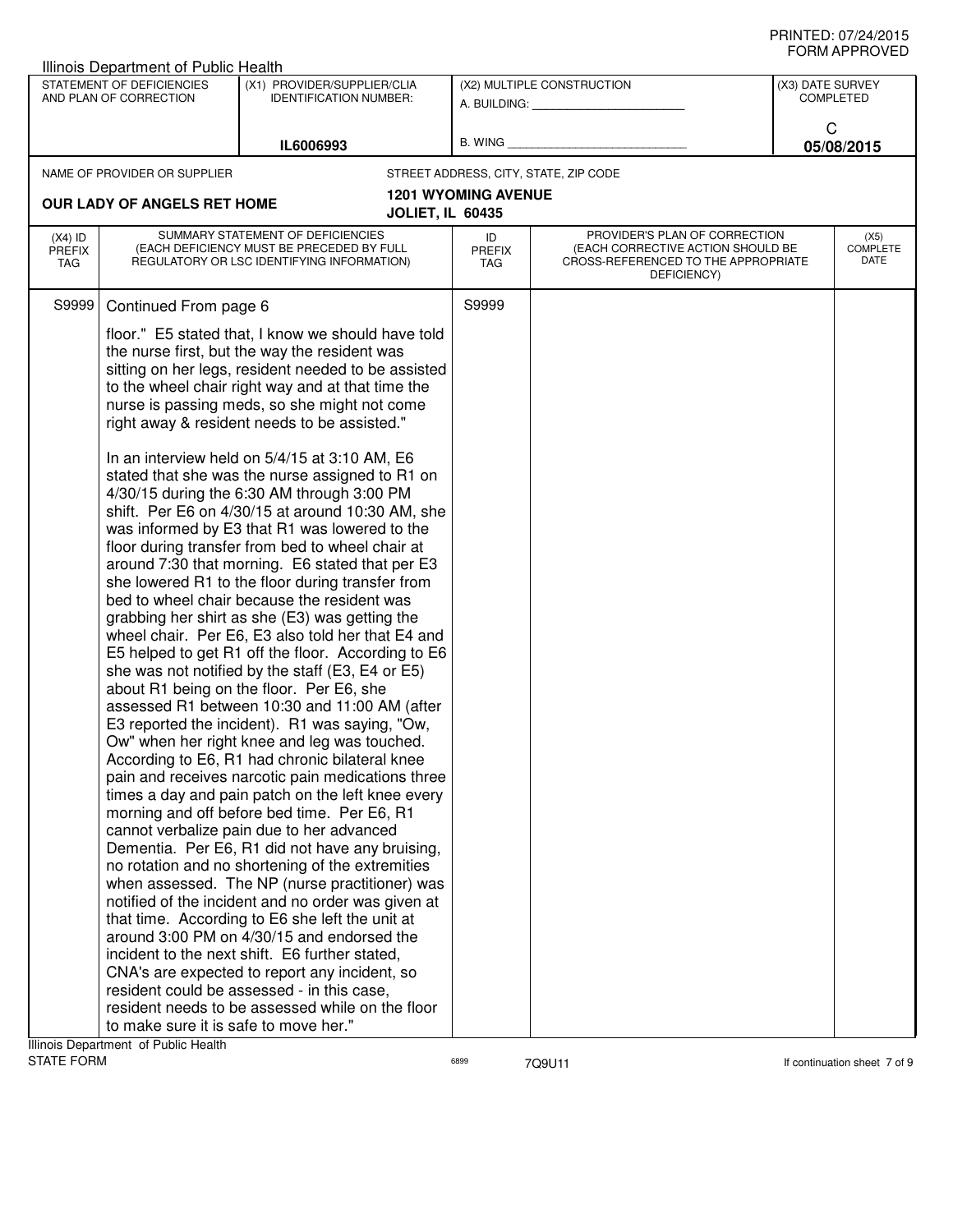Illinois Department of Public Health

| STATEMENT OF DEFICIENCIES AND PLAN OF CORRECTION | (X1) PROVIDER/SUPPLIER/CLIA IDENTIFICATION NUMBER: | (X2) MULTIPLE CONSTRUCTION | (X3) DATE SURVEY COMPLETED |
|---|---|---|---|
| | IL6006993 | A. BUILDING: ______ B. WING ______ | C 05/08/2015 |

NAME OF PROVIDER OR SUPPLIER: **OUR LADY OF ANGELS RET HOME**

STREET ADDRESS, CITY, STATE, ZIP CODE: **1201 WYOMING AVENUE JOLIET, IL 60435**

| (X4) ID PREFIX TAG | SUMMARY STATEMENT OF DEFICIENCIES (EACH DEFICIENCY MUST BE PRECEDED BY FULL REGULATORY OR LSC IDENTIFYING INFORMATION) | ID PREFIX TAG | PROVIDER'S PLAN OF CORRECTION (EACH CORRECTIVE ACTION SHOULD BE CROSS-REFERENCED TO THE APPROPRIATE DEFICIENCY) | (X5) COMPLETE DATE |
|---|---|---|---|---|
| S9999 | Continued From page 6 | S9999 | | |

floor." E5 stated that, I know we should have told the nurse first, but the way the resident was sitting on her legs, resident needed to be assisted to the wheel chair right way and at that time the nurse is passing meds, so she might not come right away & resident needs to be assisted."

In an interview held on 5/4/15 at 3:10 AM, E6 stated that she was the nurse assigned to R1 on 4/30/15 during the 6:30 AM through 3:00 PM shift. Per E6 on 4/30/15 at around 10:30 AM, she was informed by E3 that R1 was lowered to the floor during transfer from bed to wheel chair at around 7:30 that morning. E6 stated that per E3 she lowered R1 to the floor during transfer from bed to wheel chair because the resident was grabbing her shirt as she (E3) was getting the wheel chair. Per E6, E3 also told her that E4 and E5 helped to get R1 off the floor. According to E6 she was not notified by the staff (E3, E4 or E5) about R1 being on the floor. Per E6, she assessed R1 between 10:30 and 11:00 AM (after E3 reported the incident). R1 was saying, "Ow, Ow" when her right knee and leg was touched. According to E6, R1 had chronic bilateral knee pain and receives narcotic pain medications three times a day and pain patch on the left knee every morning and off before bed time. Per E6, R1 cannot verbalize pain due to her advanced Dementia. Per E6, R1 did not have any bruising, no rotation and no shortening of the extremities when assessed. The NP (nurse practitioner) was notified of the incident and no order was given at that time. According to E6 she left the unit at around 3:00 PM on 4/30/15 and endorsed the incident to the next shift. E6 further stated, CNA's are expected to report any incident, so resident could be assessed - in this case, resident needs to be assessed while on the floor to make sure it is safe to move her."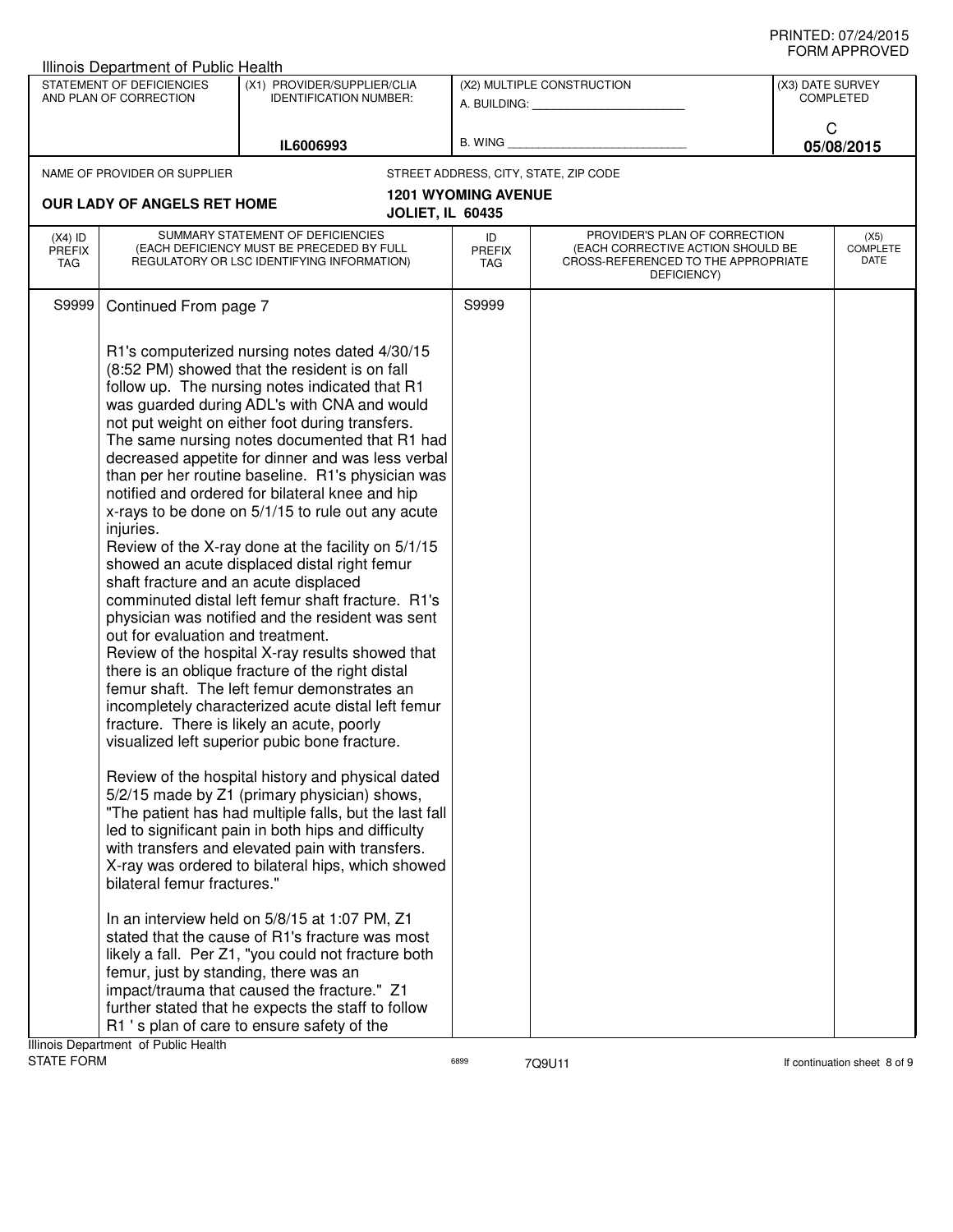PRINTED: 07/24/2015
FORM APPROVED

Illinois Department of Public Health

| STATEMENT OF DEFICIENCIES AND PLAN OF CORRECTION | (X1) PROVIDER/SUPPLIER/CLIA IDENTIFICATION NUMBER: | (X2) MULTIPLE CONSTRUCTION | (X3) DATE SURVEY COMPLETED |
|---|---|---|---|
| | IL6006993 | A. BUILDING: ___ B. WING ___ | C 05/08/2015 |

NAME OF PROVIDER OR SUPPLIER: **OUR LADY OF ANGELS RET HOME**

STREET ADDRESS, CITY, STATE, ZIP CODE: **1201 WYOMING AVENUE, JOLIET, IL 60435**

| (X4) ID PREFIX TAG | SUMMARY STATEMENT OF DEFICIENCIES (EACH DEFICIENCY MUST BE PRECEDED BY FULL REGULATORY OR LSC IDENTIFYING INFORMATION) | ID PREFIX TAG | PROVIDER'S PLAN OF CORRECTION (EACH CORRECTIVE ACTION SHOULD BE CROSS-REFERENCED TO THE APPROPRIATE DEFICIENCY) | (X5) COMPLETE DATE |
|---|---|---|---|---|
| S9999 | Continued From page 7 | S9999 | | |

R1's computerized nursing notes dated 4/30/15 (8:52 PM) showed that the resident is on fall follow up. The nursing notes indicated that R1 was guarded during ADL's with CNA and would not put weight on either foot during transfers. The same nursing notes documented that R1 had decreased appetite for dinner and was less verbal than per her routine baseline. R1's physician was notified and ordered for bilateral knee and hip x-rays to be done on 5/1/15 to rule out any acute injuries.
Review of the X-ray done at the facility on 5/1/15 showed an acute displaced distal right femur shaft fracture and an acute displaced comminuted distal left femur shaft fracture. R1's physician was notified and the resident was sent out for evaluation and treatment.
Review of the hospital X-ray results showed that there is an oblique fracture of the right distal femur shaft. The left femur demonstrates an incompletely characterized acute distal left femur fracture. There is likely an acute, poorly visualized left superior pubic bone fracture.

Review of the hospital history and physical dated 5/2/15 made by Z1 (primary physician) shows, "The patient has had multiple falls, but the last fall led to significant pain in both hips and difficulty with transfers and elevated pain with transfers. X-ray was ordered to bilateral hips, which showed bilateral femur fractures."

In an interview held on 5/8/15 at 1:07 PM, Z1 stated that the cause of R1's fracture was most likely a fall. Per Z1, "you could not fracture both femur, just by standing, there was an impact/trauma that caused the fracture." Z1 further stated that he expects the staff to follow R1 ' s plan of care to ensure safety of the

Illinois Department of Public Health
STATE FORM 6899 7Q9U11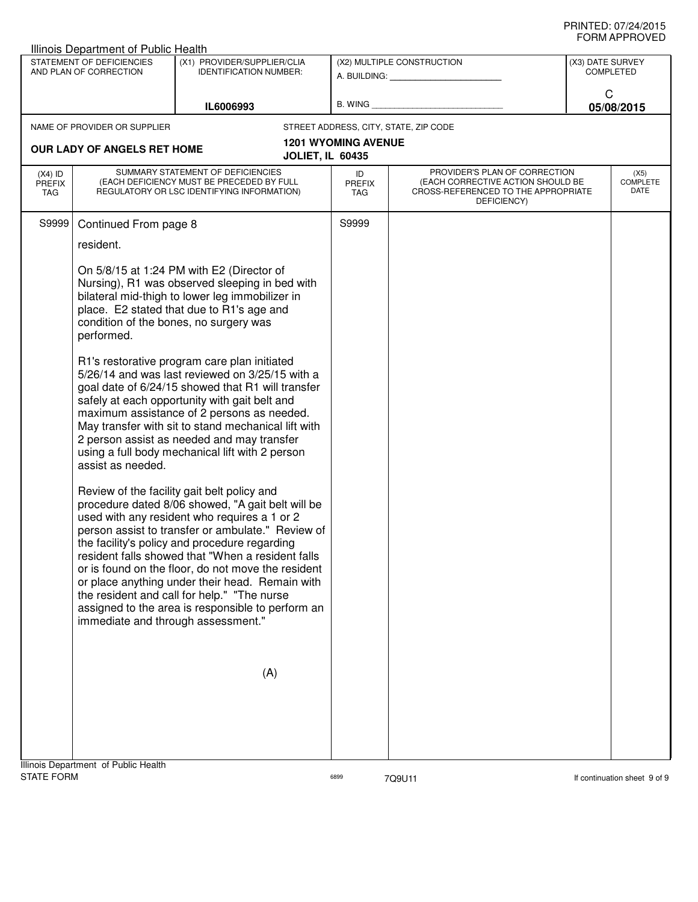PRINTED: 07/24/2015
FORM APPROVED

Illinois Department of Public Health

| STATEMENT OF DEFICIENCIES AND PLAN OF CORRECTION | (X1) PROVIDER/SUPPLIER/CLIA IDENTIFICATION NUMBER: | (X2) MULTIPLE CONSTRUCTION | (X3) DATE SURVEY COMPLETED |
|---|---|---|---|
| | IL6006993 | A. BUILDING: ______ B. WING ______ | C 05/08/2015 |

NAME OF PROVIDER OR SUPPLIER: **OUR LADY OF ANGELS RET HOME**

STREET ADDRESS, CITY, STATE, ZIP CODE: **1201 WYOMING AVENUE JOLIET, IL 60435**

| (X4) ID PREFIX TAG | SUMMARY STATEMENT OF DEFICIENCIES (EACH DEFICIENCY MUST BE PRECEDED BY FULL REGULATORY OR LSC IDENTIFYING INFORMATION) | ID PREFIX TAG | PROVIDER'S PLAN OF CORRECTION (EACH CORRECTIVE ACTION SHOULD BE CROSS-REFERENCED TO THE APPROPRIATE DEFICIENCY) | (X5) COMPLETE DATE |
|---|---|---|---|---|
| S9999 | Continued From page 8 | S9999 | | |

resident.

On 5/8/15 at 1:24 PM with E2 (Director of Nursing), R1 was observed sleeping in bed with bilateral mid-thigh to lower leg immobilizer in place. E2 stated that due to R1's age and condition of the bones, no surgery was performed.

R1's restorative program care plan initiated 5/26/14 and was last reviewed on 3/25/15 with a goal date of 6/24/15 showed that R1 will transfer safely at each opportunity with gait belt and maximum assistance of 2 persons as needed. May transfer with sit to stand mechanical lift with 2 person assist as needed and may transfer using a full body mechanical lift with 2 person assist as needed.

Review of the facility gait belt policy and procedure dated 8/06 showed, "A gait belt will be used with any resident who requires a 1 or 2 person assist to transfer or ambulate." Review of the facility's policy and procedure regarding resident falls showed that "When a resident falls or is found on the floor, do not move the resident or place anything under their head. Remain with the resident and call for help." "The nurse assigned to the area is responsible to perform an immediate and through assessment."

(A)

Illinois Department of Public Health
STATE FORM 6899 7Q9U11